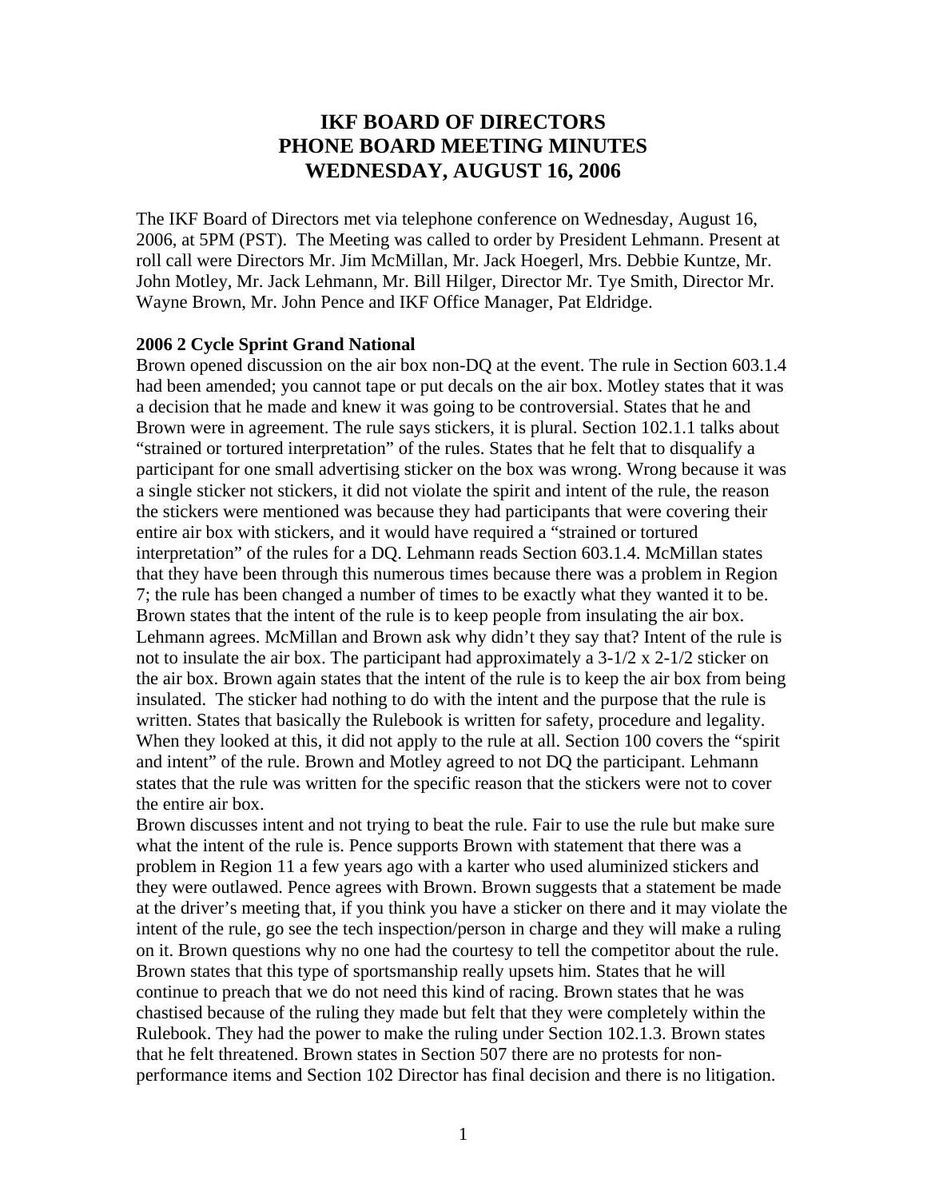# IKF BOARD OF DIRECTORS
# PHONE BOARD MEETING MINUTES
# WEDNESDAY, AUGUST 16, 2006

The IKF Board of Directors met via telephone conference on Wednesday, August 16, 2006, at 5PM (PST). The Meeting was called to order by President Lehmann. Present at roll call were Directors Mr. Jim McMillan, Mr. Jack Hoegerl, Mrs. Debbie Kuntze, Mr. John Motley, Mr. Jack Lehmann, Mr. Bill Hilger, Director Mr. Tye Smith, Director Mr. Wayne Brown, Mr. John Pence and IKF Office Manager, Pat Eldridge.

**2006 2 Cycle Sprint Grand National**

Brown opened discussion on the air box non-DQ at the event. The rule in Section 603.1.4 had been amended; you cannot tape or put decals on the air box. Motley states that it was a decision that he made and knew it was going to be controversial. States that he and Brown were in agreement. The rule says stickers, it is plural. Section 102.1.1 talks about "strained or tortured interpretation" of the rules. States that he felt that to disqualify a participant for one small advertising sticker on the box was wrong. Wrong because it was a single sticker not stickers, it did not violate the spirit and intent of the rule, the reason the stickers were mentioned was because they had participants that were covering their entire air box with stickers, and it would have required a "strained or tortured interpretation" of the rules for a DQ. Lehmann reads Section 603.1.4. McMillan states that they have been through this numerous times because there was a problem in Region 7; the rule has been changed a number of times to be exactly what they wanted it to be. Brown states that the intent of the rule is to keep people from insulating the air box. Lehmann agrees. McMillan and Brown ask why didn't they say that? Intent of the rule is not to insulate the air box. The participant had approximately a 3-1/2 x 2-1/2 sticker on the air box. Brown again states that the intent of the rule is to keep the air box from being insulated. The sticker had nothing to do with the intent and the purpose that the rule is written. States that basically the Rulebook is written for safety, procedure and legality. When they looked at this, it did not apply to the rule at all. Section 100 covers the "spirit and intent" of the rule. Brown and Motley agreed to not DQ the participant. Lehmann states that the rule was written for the specific reason that the stickers were not to cover the entire air box.

Brown discusses intent and not trying to beat the rule. Fair to use the rule but make sure what the intent of the rule is. Pence supports Brown with statement that there was a problem in Region 11 a few years ago with a karter who used aluminized stickers and they were outlawed. Pence agrees with Brown. Brown suggests that a statement be made at the driver's meeting that, if you think you have a sticker on there and it may violate the intent of the rule, go see the tech inspection/person in charge and they will make a ruling on it. Brown questions why no one had the courtesy to tell the competitor about the rule. Brown states that this type of sportsmanship really upsets him. States that he will continue to preach that we do not need this kind of racing. Brown states that he was chastised because of the ruling they made but felt that they were completely within the Rulebook. They had the power to make the ruling under Section 102.1.3. Brown states that he felt threatened. Brown states in Section 507 there are no protests for non-performance items and Section 102 Director has final decision and there is no litigation.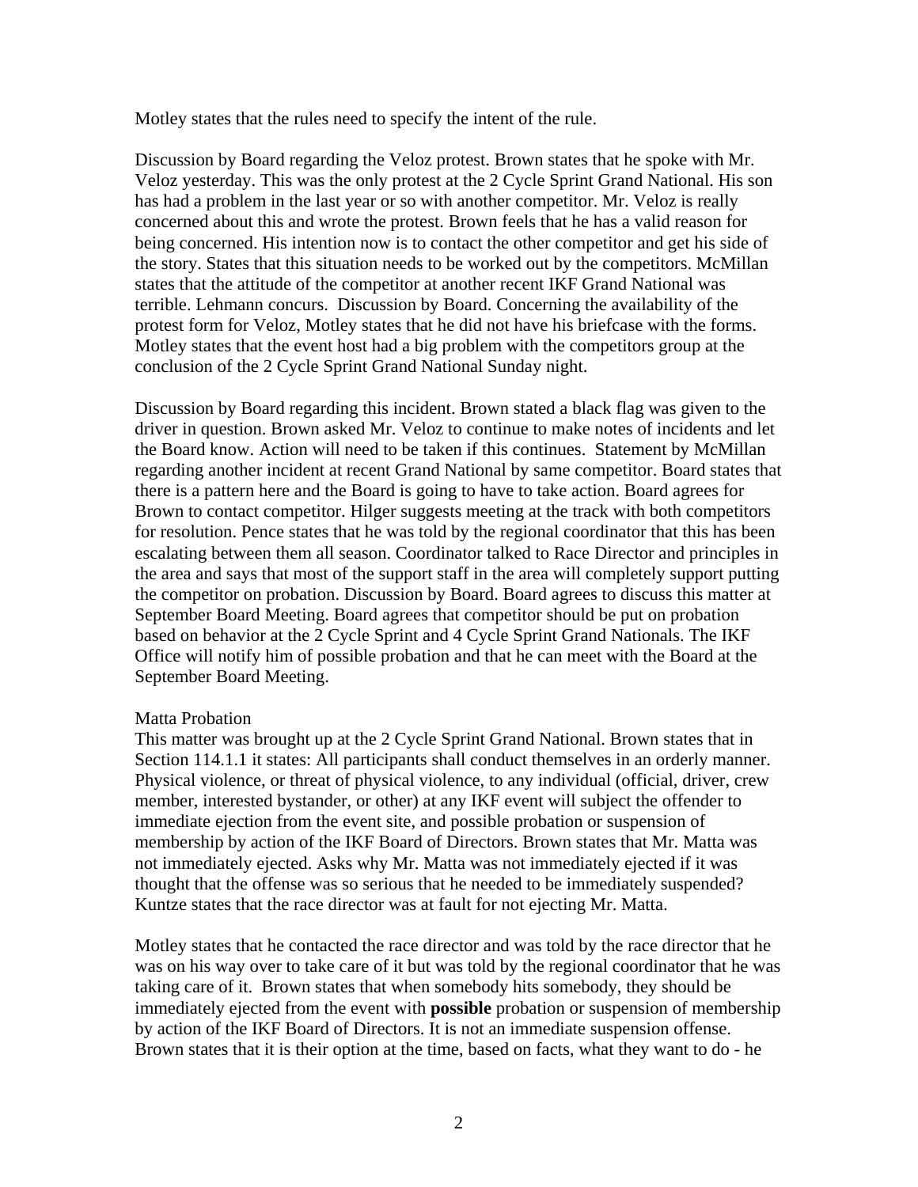Motley states that the rules need to specify the intent of the rule.

Discussion by Board regarding the Veloz protest. Brown states that he spoke with Mr. Veloz yesterday. This was the only protest at the 2 Cycle Sprint Grand National. His son has had a problem in the last year or so with another competitor. Mr. Veloz is really concerned about this and wrote the protest. Brown feels that he has a valid reason for being concerned. His intention now is to contact the other competitor and get his side of the story. States that this situation needs to be worked out by the competitors. McMillan states that the attitude of the competitor at another recent IKF Grand National was terrible. Lehmann concurs. Discussion by Board. Concerning the availability of the protest form for Veloz, Motley states that he did not have his briefcase with the forms. Motley states that the event host had a big problem with the competitors group at the conclusion of the 2 Cycle Sprint Grand National Sunday night.

Discussion by Board regarding this incident. Brown stated a black flag was given to the driver in question. Brown asked Mr. Veloz to continue to make notes of incidents and let the Board know. Action will need to be taken if this continues. Statement by McMillan regarding another incident at recent Grand National by same competitor. Board states that there is a pattern here and the Board is going to have to take action. Board agrees for Brown to contact competitor. Hilger suggests meeting at the track with both competitors for resolution. Pence states that he was told by the regional coordinator that this has been escalating between them all season. Coordinator talked to Race Director and principles in the area and says that most of the support staff in the area will completely support putting the competitor on probation. Discussion by Board. Board agrees to discuss this matter at September Board Meeting. Board agrees that competitor should be put on probation based on behavior at the 2 Cycle Sprint and 4 Cycle Sprint Grand Nationals. The IKF Office will notify him of possible probation and that he can meet with the Board at the September Board Meeting.

Matta Probation

This matter was brought up at the 2 Cycle Sprint Grand National. Brown states that in Section 114.1.1 it states: All participants shall conduct themselves in an orderly manner. Physical violence, or threat of physical violence, to any individual (official, driver, crew member, interested bystander, or other) at any IKF event will subject the offender to immediate ejection from the event site, and possible probation or suspension of membership by action of the IKF Board of Directors. Brown states that Mr. Matta was not immediately ejected. Asks why Mr. Matta was not immediately ejected if it was thought that the offense was so serious that he needed to be immediately suspended? Kuntze states that the race director was at fault for not ejecting Mr. Matta.

Motley states that he contacted the race director and was told by the race director that he was on his way over to take care of it but was told by the regional coordinator that he was taking care of it. Brown states that when somebody hits somebody, they should be immediately ejected from the event with **possible** probation or suspension of membership by action of the IKF Board of Directors. It is not an immediate suspension offense. Brown states that it is their option at the time, based on facts, what they want to do - he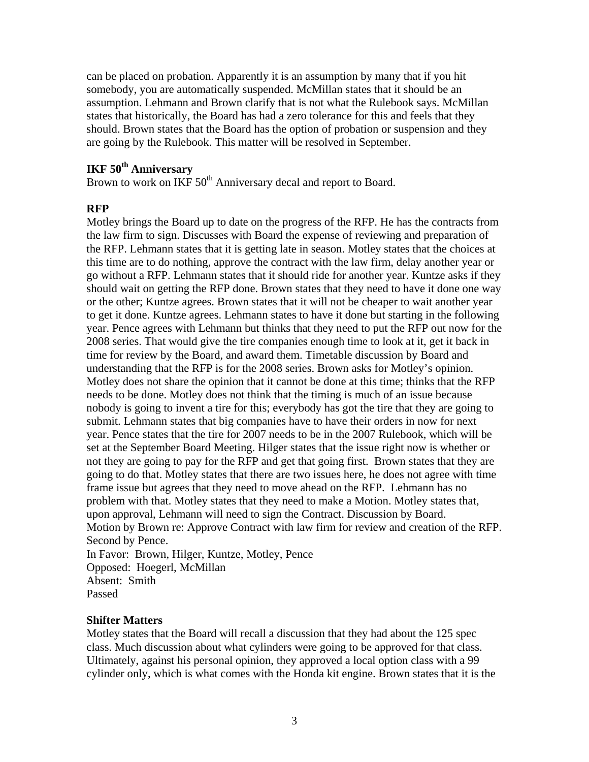can be placed on probation. Apparently it is an assumption by many that if you hit somebody, you are automatically suspended. McMillan states that it should be an assumption. Lehmann and Brown clarify that is not what the Rulebook says. McMillan states that historically, the Board has had a zero tolerance for this and feels that they should. Brown states that the Board has the option of probation or suspension and they are going by the Rulebook. This matter will be resolved in September.

**IKF 50th Anniversary**

Brown to work on IKF 50th Anniversary decal and report to Board.

**RFP**

Motley brings the Board up to date on the progress of the RFP. He has the contracts from the law firm to sign. Discusses with Board the expense of reviewing and preparation of the RFP. Lehmann states that it is getting late in season. Motley states that the choices at this time are to do nothing, approve the contract with the law firm, delay another year or go without a RFP. Lehmann states that it should ride for another year. Kuntze asks if they should wait on getting the RFP done. Brown states that they need to have it done one way or the other; Kuntze agrees. Brown states that it will not be cheaper to wait another year to get it done. Kuntze agrees. Lehmann states to have it done but starting in the following year. Pence agrees with Lehmann but thinks that they need to put the RFP out now for the 2008 series. That would give the tire companies enough time to look at it, get it back in time for review by the Board, and award them. Timetable discussion by Board and understanding that the RFP is for the 2008 series. Brown asks for Motley's opinion. Motley does not share the opinion that it cannot be done at this time; thinks that the RFP needs to be done. Motley does not think that the timing is much of an issue because nobody is going to invent a tire for this; everybody has got the tire that they are going to submit. Lehmann states that big companies have to have their orders in now for next year. Pence states that the tire for 2007 needs to be in the 2007 Rulebook, which will be set at the September Board Meeting. Hilger states that the issue right now is whether or not they are going to pay for the RFP and get that going first. Brown states that they are going to do that. Motley states that there are two issues here, he does not agree with time frame issue but agrees that they need to move ahead on the RFP. Lehmann has no problem with that. Motley states that they need to make a Motion. Motley states that, upon approval, Lehmann will need to sign the Contract. Discussion by Board.
Motion by Brown re: Approve Contract with law firm for review and creation of the RFP.
Second by Pence.
In Favor: Brown, Hilger, Kuntze, Motley, Pence
Opposed: Hoegerl, McMillan
Absent: Smith
Passed

**Shifter Matters**

Motley states that the Board will recall a discussion that they had about the 125 spec class. Much discussion about what cylinders were going to be approved for that class. Ultimately, against his personal opinion, they approved a local option class with a 99 cylinder only, which is what comes with the Honda kit engine. Brown states that it is the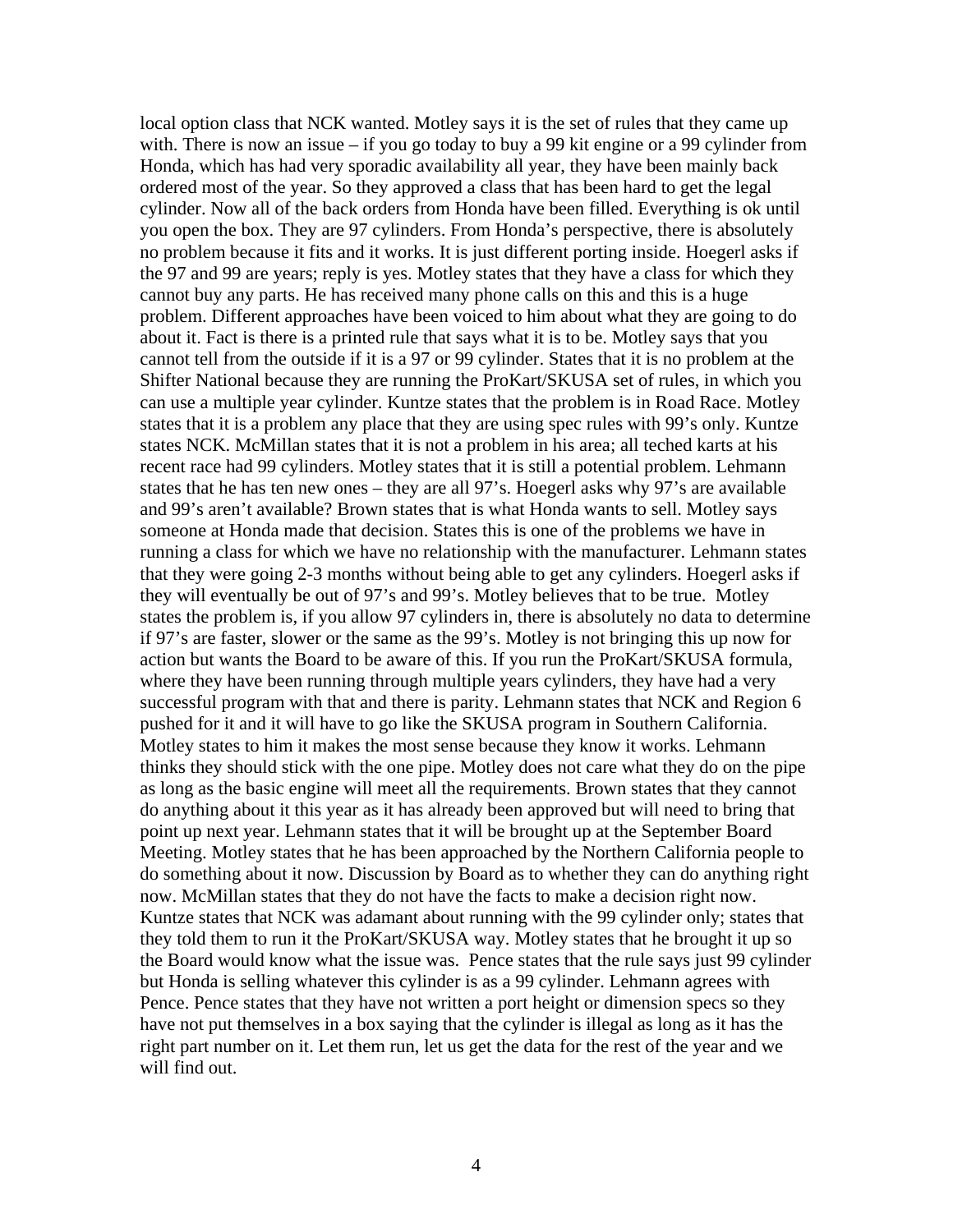local option class that NCK wanted. Motley says it is the set of rules that they came up with. There is now an issue – if you go today to buy a 99 kit engine or a 99 cylinder from Honda, which has had very sporadic availability all year, they have been mainly back ordered most of the year. So they approved a class that has been hard to get the legal cylinder. Now all of the back orders from Honda have been filled. Everything is ok until you open the box. They are 97 cylinders. From Honda's perspective, there is absolutely no problem because it fits and it works. It is just different porting inside. Hoegerl asks if the 97 and 99 are years; reply is yes. Motley states that they have a class for which they cannot buy any parts. He has received many phone calls on this and this is a huge problem. Different approaches have been voiced to him about what they are going to do about it. Fact is there is a printed rule that says what it is to be. Motley says that you cannot tell from the outside if it is a 97 or 99 cylinder. States that it is no problem at the Shifter National because they are running the ProKart/SKUSA set of rules, in which you can use a multiple year cylinder. Kuntze states that the problem is in Road Race. Motley states that it is a problem any place that they are using spec rules with 99's only. Kuntze states NCK. McMillan states that it is not a problem in his area; all teched karts at his recent race had 99 cylinders. Motley states that it is still a potential problem. Lehmann states that he has ten new ones – they are all 97's. Hoegerl asks why 97's are available and 99's aren't available? Brown states that is what Honda wants to sell. Motley says someone at Honda made that decision. States this is one of the problems we have in running a class for which we have no relationship with the manufacturer. Lehmann states that they were going 2-3 months without being able to get any cylinders. Hoegerl asks if they will eventually be out of 97's and 99's. Motley believes that to be true. Motley states the problem is, if you allow 97 cylinders in, there is absolutely no data to determine if 97's are faster, slower or the same as the 99's. Motley is not bringing this up now for action but wants the Board to be aware of this. If you run the ProKart/SKUSA formula, where they have been running through multiple years cylinders, they have had a very successful program with that and there is parity. Lehmann states that NCK and Region 6 pushed for it and it will have to go like the SKUSA program in Southern California. Motley states to him it makes the most sense because they know it works. Lehmann thinks they should stick with the one pipe. Motley does not care what they do on the pipe as long as the basic engine will meet all the requirements. Brown states that they cannot do anything about it this year as it has already been approved but will need to bring that point up next year. Lehmann states that it will be brought up at the September Board Meeting. Motley states that he has been approached by the Northern California people to do something about it now. Discussion by Board as to whether they can do anything right now. McMillan states that they do not have the facts to make a decision right now. Kuntze states that NCK was adamant about running with the 99 cylinder only; states that they told them to run it the ProKart/SKUSA way. Motley states that he brought it up so the Board would know what the issue was. Pence states that the rule says just 99 cylinder but Honda is selling whatever this cylinder is as a 99 cylinder. Lehmann agrees with Pence. Pence states that they have not written a port height or dimension specs so they have not put themselves in a box saying that the cylinder is illegal as long as it has the right part number on it. Let them run, let us get the data for the rest of the year and we will find out.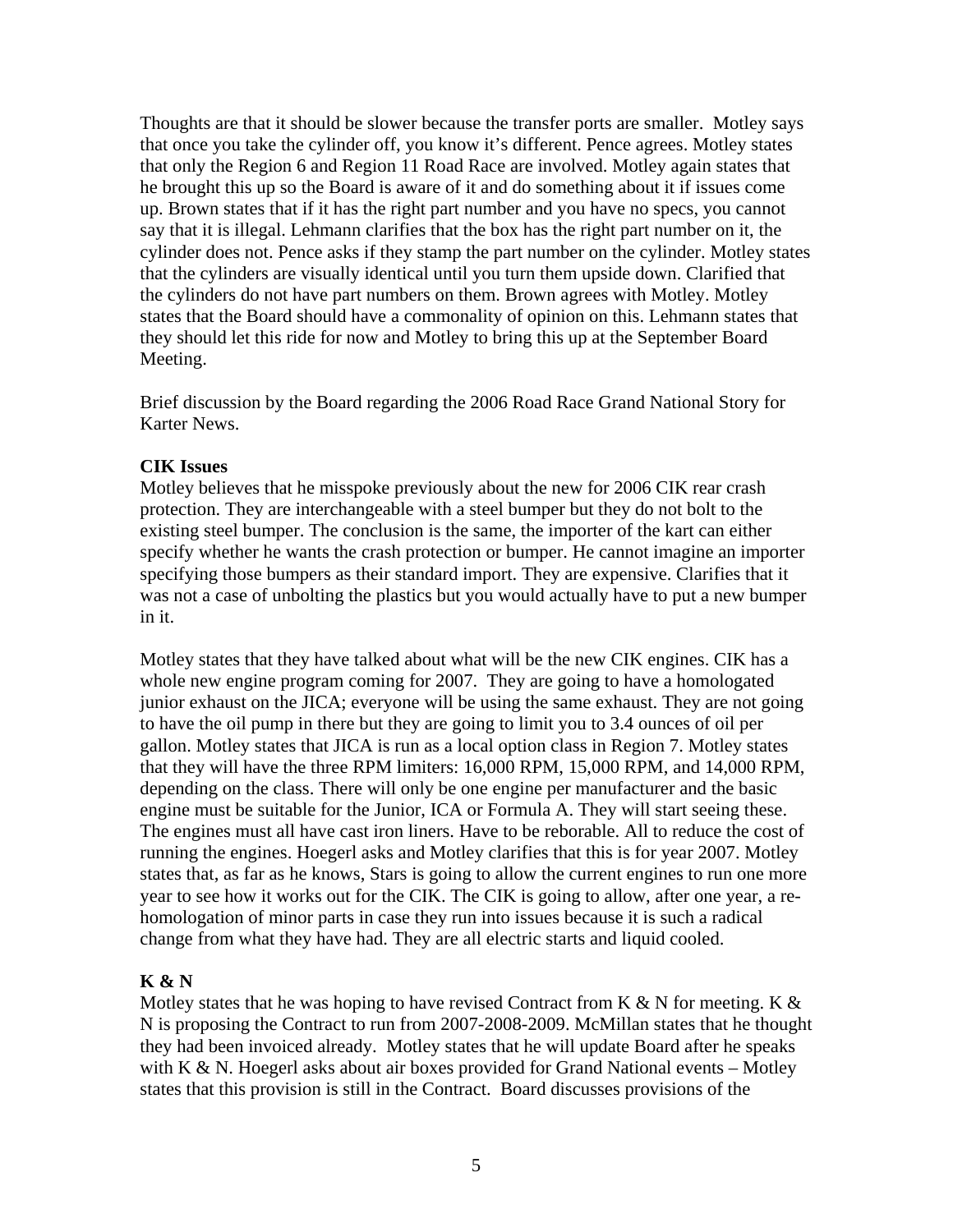Thoughts are that it should be slower because the transfer ports are smaller. Motley says that once you take the cylinder off, you know it's different. Pence agrees. Motley states that only the Region 6 and Region 11 Road Race are involved. Motley again states that he brought this up so the Board is aware of it and do something about it if issues come up. Brown states that if it has the right part number and you have no specs, you cannot say that it is illegal. Lehmann clarifies that the box has the right part number on it, the cylinder does not. Pence asks if they stamp the part number on the cylinder. Motley states that the cylinders are visually identical until you turn them upside down. Clarified that the cylinders do not have part numbers on them. Brown agrees with Motley. Motley states that the Board should have a commonality of opinion on this. Lehmann states that they should let this ride for now and Motley to bring this up at the September Board Meeting.

Brief discussion by the Board regarding the 2006 Road Race Grand National Story for Karter News.

**CIK Issues**

Motley believes that he misspoke previously about the new for 2006 CIK rear crash protection. They are interchangeable with a steel bumper but they do not bolt to the existing steel bumper. The conclusion is the same, the importer of the kart can either specify whether he wants the crash protection or bumper. He cannot imagine an importer specifying those bumpers as their standard import. They are expensive. Clarifies that it was not a case of unbolting the plastics but you would actually have to put a new bumper in it.

Motley states that they have talked about what will be the new CIK engines. CIK has a whole new engine program coming for 2007. They are going to have a homologated junior exhaust on the JICA; everyone will be using the same exhaust. They are not going to have the oil pump in there but they are going to limit you to 3.4 ounces of oil per gallon. Motley states that JICA is run as a local option class in Region 7. Motley states that they will have the three RPM limiters: 16,000 RPM, 15,000 RPM, and 14,000 RPM, depending on the class. There will only be one engine per manufacturer and the basic engine must be suitable for the Junior, ICA or Formula A. They will start seeing these. The engines must all have cast iron liners. Have to be reborable. All to reduce the cost of running the engines. Hoegerl asks and Motley clarifies that this is for year 2007. Motley states that, as far as he knows, Stars is going to allow the current engines to run one more year to see how it works out for the CIK. The CIK is going to allow, after one year, a re-homologation of minor parts in case they run into issues because it is such a radical change from what they have had. They are all electric starts and liquid cooled.

**K & N**

Motley states that he was hoping to have revised Contract from K & N for meeting. K & N is proposing the Contract to run from 2007-2008-2009. McMillan states that he thought they had been invoiced already. Motley states that he will update Board after he speaks with K & N. Hoegerl asks about air boxes provided for Grand National events – Motley states that this provision is still in the Contract. Board discusses provisions of the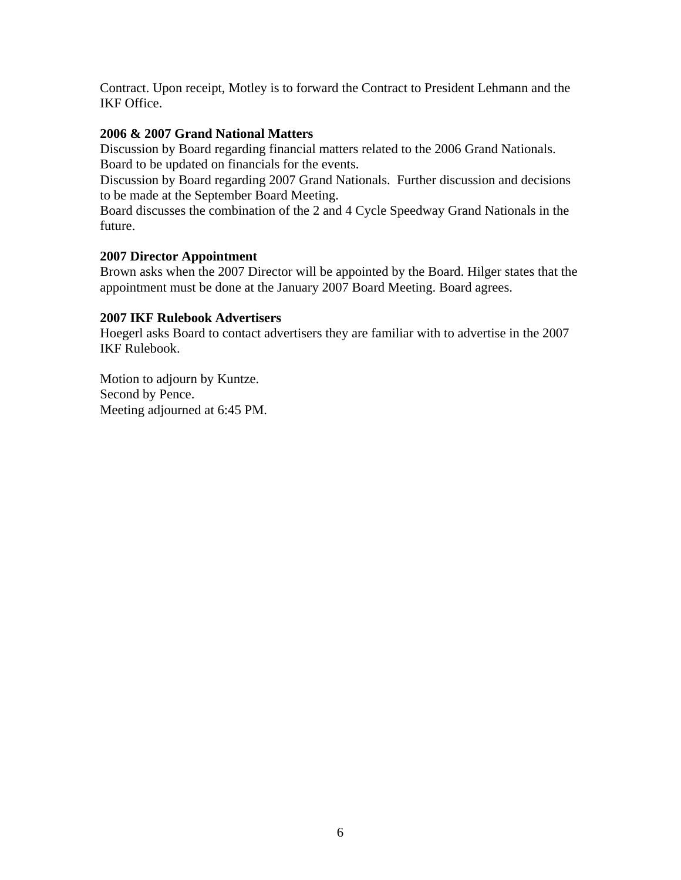Contract. Upon receipt, Motley is to forward the Contract to President Lehmann and the IKF Office.

**2006 & 2007 Grand National Matters**

Discussion by Board regarding financial matters related to the 2006 Grand Nationals. Board to be updated on financials for the events.
Discussion by Board regarding 2007 Grand Nationals. Further discussion and decisions to be made at the September Board Meeting.
Board discusses the combination of the 2 and 4 Cycle Speedway Grand Nationals in the future.

**2007 Director Appointment**

Brown asks when the 2007 Director will be appointed by the Board. Hilger states that the appointment must be done at the January 2007 Board Meeting. Board agrees.

**2007 IKF Rulebook Advertisers**

Hoegerl asks Board to contact advertisers they are familiar with to advertise in the 2007 IKF Rulebook.

Motion to adjourn by Kuntze.
Second by Pence.
Meeting adjourned at 6:45 PM.